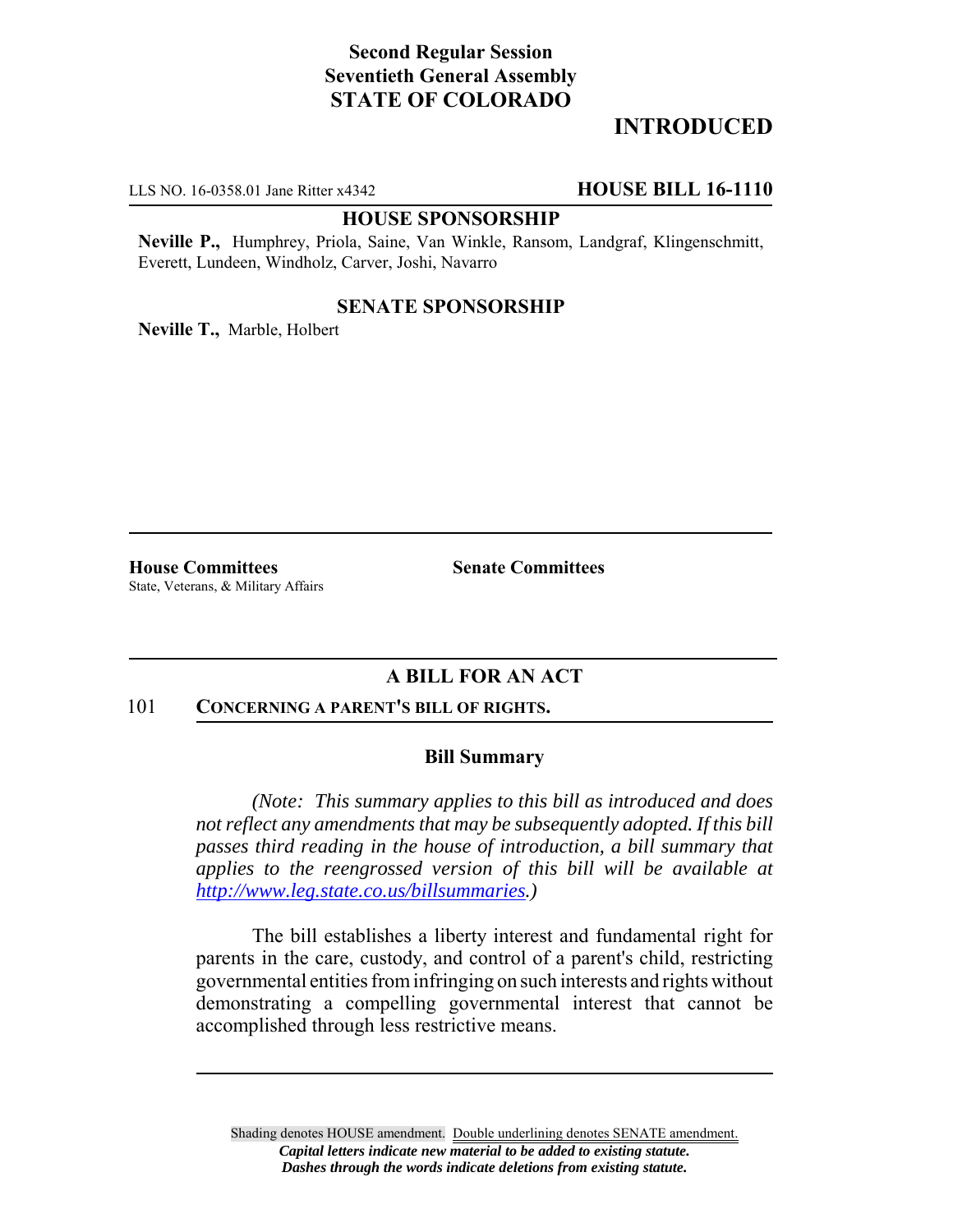**Second Regular Session**
**Seventieth General Assembly**
**STATE OF COLORADO**

# INTRODUCED

LLS NO. 16-0358.01 Jane Ritter x4342 **HOUSE BILL 16-1110**

**HOUSE SPONSORSHIP**

**Neville P.,** Humphrey, Priola, Saine, Van Winkle, Ransom, Landgraf, Klingenschmitt, Everett, Lundeen, Windholz, Carver, Joshi, Navarro

**SENATE SPONSORSHIP**

**Neville T.,** Marble, Holbert

**House Committees**
State, Veterans, & Military Affairs

**Senate Committees**

## A BILL FOR AN ACT

101 **CONCERNING A PARENT'S BILL OF RIGHTS.**

### Bill Summary

*(Note: This summary applies to this bill as introduced and does not reflect any amendments that may be subsequently adopted. If this bill passes third reading in the house of introduction, a bill summary that applies to the reengrossed version of this bill will be available at http://www.leg.state.co.us/billsummaries.)*

The bill establishes a liberty interest and fundamental right for parents in the care, custody, and control of a parent's child, restricting governmental entities from infringing on such interests and rights without demonstrating a compelling governmental interest that cannot be accomplished through less restrictive means.

Shading denotes HOUSE amendment. Double underlining denotes SENATE amendment.
*Capital letters indicate new material to be added to existing statute.*
*Dashes through the words indicate deletions from existing statute.*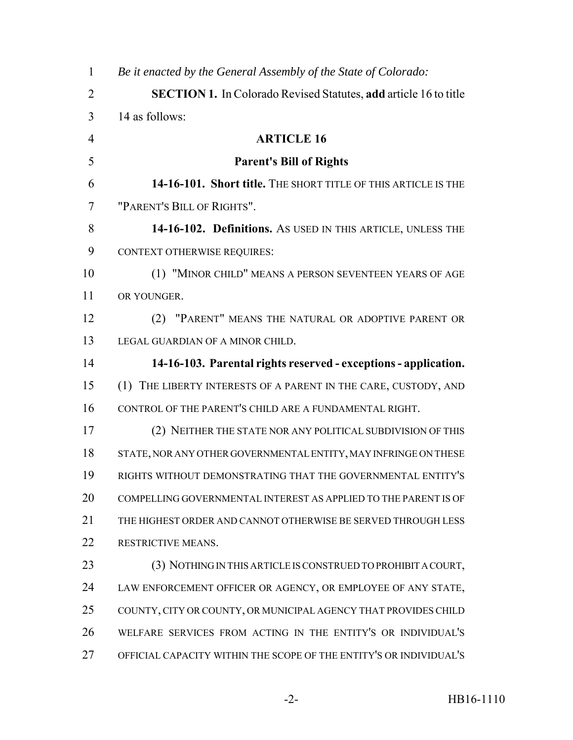*Be it enacted by the General Assembly of the State of Colorado:*

**SECTION 1.** In Colorado Revised Statutes, **add** article 16 to title 14 as follows:

## ARTICLE 16

## Parent's Bill of Rights

**14-16-101. Short title.** THE SHORT TITLE OF THIS ARTICLE IS THE "PARENT'S BILL OF RIGHTS".

**14-16-102. Definitions.** AS USED IN THIS ARTICLE, UNLESS THE CONTEXT OTHERWISE REQUIRES:

(1) "MINOR CHILD" MEANS A PERSON SEVENTEEN YEARS OF AGE OR YOUNGER.

(2) "PARENT" MEANS THE NATURAL OR ADOPTIVE PARENT OR LEGAL GUARDIAN OF A MINOR CHILD.

**14-16-103. Parental rights reserved - exceptions - application.** (1) THE LIBERTY INTERESTS OF A PARENT IN THE CARE, CUSTODY, AND CONTROL OF THE PARENT'S CHILD ARE A FUNDAMENTAL RIGHT.

(2) NEITHER THE STATE NOR ANY POLITICAL SUBDIVISION OF THIS STATE, NOR ANY OTHER GOVERNMENTAL ENTITY, MAY INFRINGE ON THESE RIGHTS WITHOUT DEMONSTRATING THAT THE GOVERNMENTAL ENTITY'S COMPELLING GOVERNMENTAL INTEREST AS APPLIED TO THE PARENT IS OF THE HIGHEST ORDER AND CANNOT OTHERWISE BE SERVED THROUGH LESS RESTRICTIVE MEANS.

(3) NOTHING IN THIS ARTICLE IS CONSTRUED TO PROHIBIT A COURT, LAW ENFORCEMENT OFFICER OR AGENCY, OR EMPLOYEE OF ANY STATE, COUNTY, CITY OR COUNTY, OR MUNICIPAL AGENCY THAT PROVIDES CHILD WELFARE SERVICES FROM ACTING IN THE ENTITY'S OR INDIVIDUAL'S OFFICIAL CAPACITY WITHIN THE SCOPE OF THE ENTITY'S OR INDIVIDUAL'S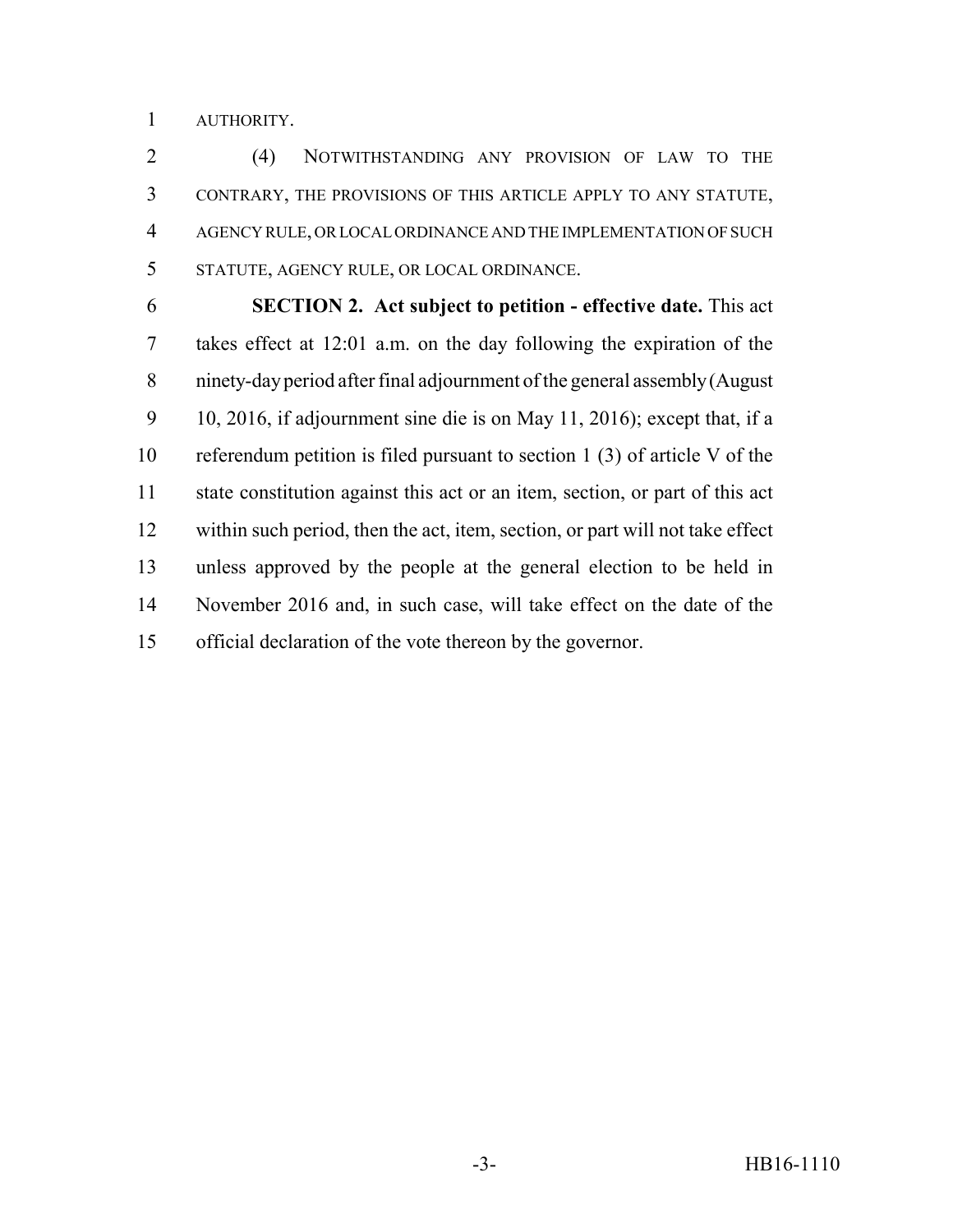AUTHORITY.

(4) NOTWITHSTANDING ANY PROVISION OF LAW TO THE CONTRARY, THE PROVISIONS OF THIS ARTICLE APPLY TO ANY STATUTE, AGENCY RULE, OR LOCAL ORDINANCE AND THE IMPLEMENTATION OF SUCH STATUTE, AGENCY RULE, OR LOCAL ORDINANCE.

**SECTION 2. Act subject to petition - effective date.** This act takes effect at 12:01 a.m. on the day following the expiration of the ninety-day period after final adjournment of the general assembly (August 10, 2016, if adjournment sine die is on May 11, 2016); except that, if a referendum petition is filed pursuant to section 1 (3) of article V of the state constitution against this act or an item, section, or part of this act within such period, then the act, item, section, or part will not take effect unless approved by the people at the general election to be held in November 2016 and, in such case, will take effect on the date of the official declaration of the vote thereon by the governor.